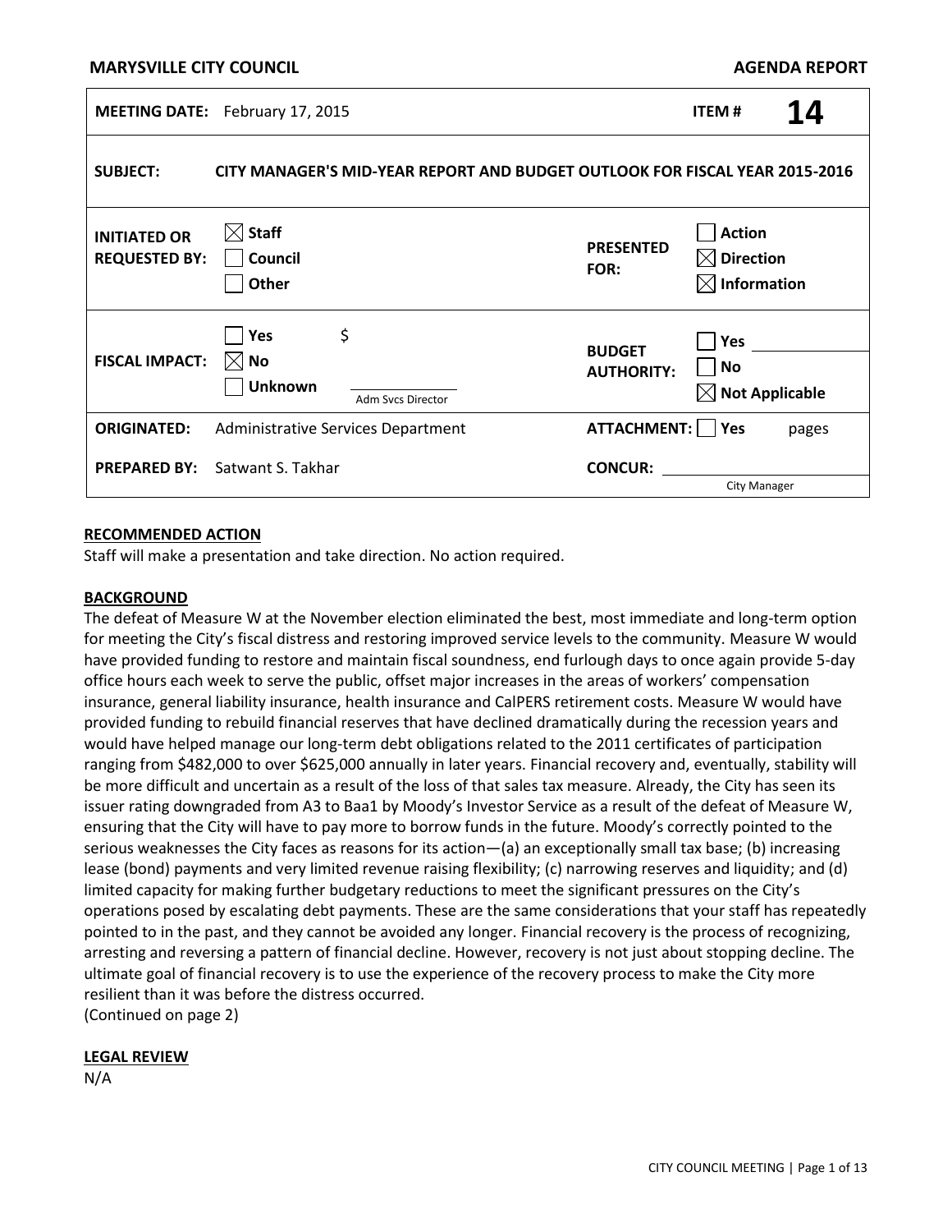**MARYSVILLE CITY COUNCIL** **AGENDA REPORT**

| | | | |
|---|---|---|---|
| **MEETING DATE:** | February 17, 2015 | **ITEM #** | **14** |
| **SUBJECT:** | **CITY MANAGER'S MID-YEAR REPORT AND BUDGET OUTLOOK FOR FISCAL YEAR 2015-2016** | | |
| **INITIATED OR REQUESTED BY:** | ☒ **Staff**<br>☐ **Council**<br>☐ **Other** | **PRESENTED FOR:** | ☐ **Action**<br>☒ **Direction**<br>☒ **Information** |
| **FISCAL IMPACT:** | ☐ **Yes** $<br>☒ **No**<br>☐ **Unknown**<br>Adm Svcs Director | **BUDGET AUTHORITY:** | ☐ **Yes**<br>☐ **No**<br>☒ **Not Applicable** |
| **ORIGINATED:** | Administrative Services Department | **ATTACHMENT:** | ☐ **Yes** pages |
| **PREPARED BY:** | Satwant S. Takhar | **CONCUR:** | City Manager |

**RECOMMENDED ACTION**

Staff will make a presentation and take direction. No action required.

**BACKGROUND**

The defeat of Measure W at the November election eliminated the best, most immediate and long-term option for meeting the City's fiscal distress and restoring improved service levels to the community. Measure W would have provided funding to restore and maintain fiscal soundness, end furlough days to once again provide 5-day office hours each week to serve the public, offset major increases in the areas of workers' compensation insurance, general liability insurance, health insurance and CalPERS retirement costs. Measure W would have provided funding to rebuild financial reserves that have declined dramatically during the recession years and would have helped manage our long-term debt obligations related to the 2011 certificates of participation ranging from $482,000 to over $625,000 annually in later years. Financial recovery and, eventually, stability will be more difficult and uncertain as a result of the loss of that sales tax measure. Already, the City has seen its issuer rating downgraded from A3 to Baa1 by Moody's Investor Service as a result of the defeat of Measure W, ensuring that the City will have to pay more to borrow funds in the future. Moody's correctly pointed to the serious weaknesses the City faces as reasons for its action—(a) an exceptionally small tax base; (b) increasing lease (bond) payments and very limited revenue raising flexibility; (c) narrowing reserves and liquidity; and (d) limited capacity for making further budgetary reductions to meet the significant pressures on the City's operations posed by escalating debt payments. These are the same considerations that your staff has repeatedly pointed to in the past, and they cannot be avoided any longer. Financial recovery is the process of recognizing, arresting and reversing a pattern of financial decline. However, recovery is not just about stopping decline. The ultimate goal of financial recovery is to use the experience of the recovery process to make the City more resilient than it was before the distress occurred.
(Continued on page 2)

**LEGAL REVIEW**

N/A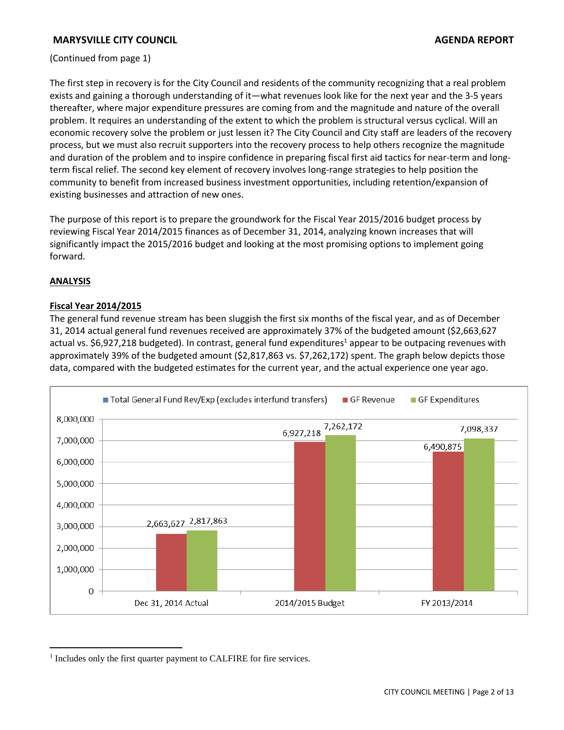(Continued from page 1)

The first step in recovery is for the City Council and residents of the community recognizing that a real problem exists and gaining a thorough understanding of it—what revenues look like for the next year and the 3-5 years thereafter, where major expenditure pressures are coming from and the magnitude and nature of the overall problem. It requires an understanding of the extent to which the problem is structural versus cyclical. Will an economic recovery solve the problem or just lessen it? The City Council and City staff are leaders of the recovery process, but we must also recruit supporters into the recovery process to help others recognize the magnitude and duration of the problem and to inspire confidence in preparing fiscal first aid tactics for near-term and long-term fiscal relief. The second key element of recovery involves long-range strategies to help position the community to benefit from increased business investment opportunities, including retention/expansion of existing businesses and attraction of new ones.

The purpose of this report is to prepare the groundwork for the Fiscal Year 2015/2016 budget process by reviewing Fiscal Year 2014/2015 finances as of December 31, 2014, analyzing known increases that will significantly impact the 2015/2016 budget and looking at the most promising options to implement going forward.

## ANALYSIS

### Fiscal Year 2014/2015

The general fund revenue stream has been sluggish the first six months of the fiscal year, and as of December 31, 2014 actual general fund revenues received are approximately 37% of the budgeted amount ($2,663,627 actual vs. $6,927,218 budgeted). In contrast, general fund expenditures[1] appear to be outpacing revenues with approximately 39% of the budgeted amount ($2,817,863 vs. $7,262,172) spent. The graph below depicts those data, compared with the budgeted estimates for the current year, and the actual experience one year ago.

Total General Fund Rev/Exp (excludes interfund transfers)

| | GF Revenue | GF Expenditures |
|---|---|---|
| Dec 31, 2014 Actual | 2,663,627 | 2,817,863 |
| 2014/2015 Budget | 6,927,218 | 7,262,172 |
| FY 2013/2014 | 6,490,875 | 7,098,337 |

[1] Includes only the first quarter payment to CALFIRE for fire services.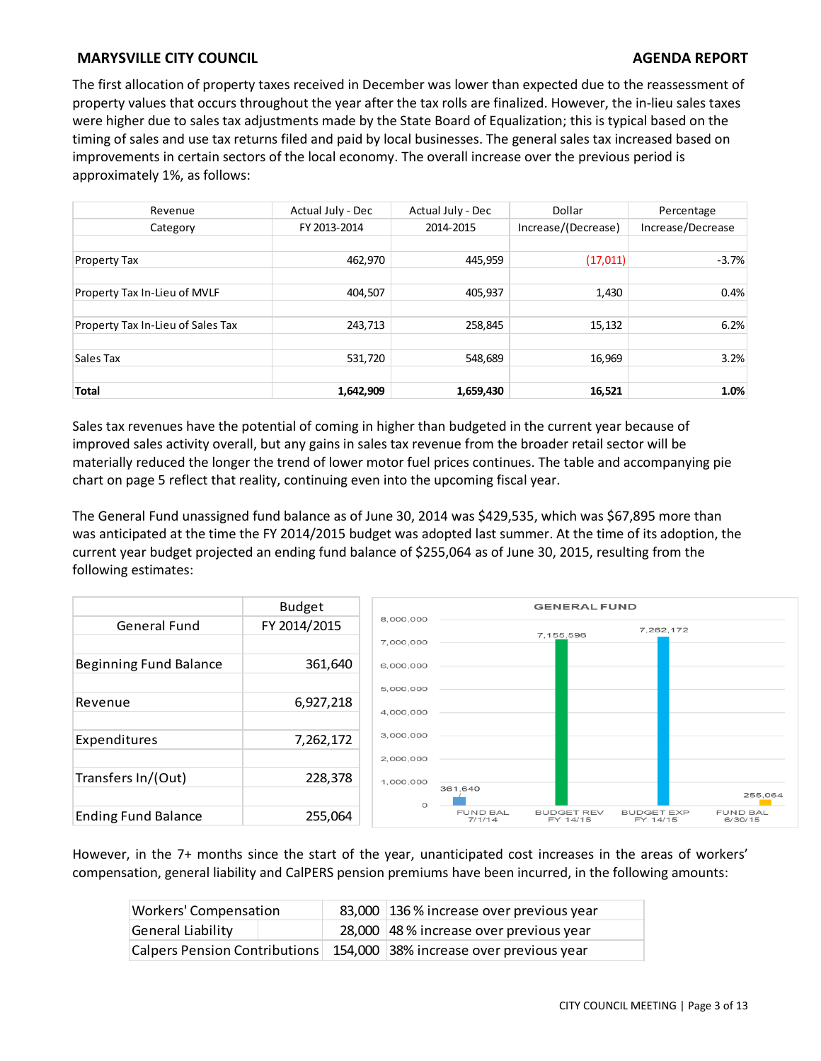The first allocation of property taxes received in December was lower than expected due to the reassessment of property values that occurs throughout the year after the tax rolls are finalized. However, the in-lieu sales taxes were higher due to sales tax adjustments made by the State Board of Equalization; this is typical based on the timing of sales and use tax returns filed and paid by local businesses. The general sales tax increased based on improvements in certain sectors of the local economy. The overall increase over the previous period is approximately 1%, as follows:

| Revenue Category | Actual July - Dec FY 2013-2014 | Actual July - Dec 2014-2015 | Dollar Increase/(Decrease) | Percentage Increase/Decrease |
|---|---|---|---|---|
| Property Tax | 462,970 | 445,959 | (17,011) | -3.7% |
| Property Tax In-Lieu of MVLF | 404,507 | 405,937 | 1,430 | 0.4% |
| Property Tax In-Lieu of Sales Tax | 243,713 | 258,845 | 15,132 | 6.2% |
| Sales Tax | 531,720 | 548,689 | 16,969 | 3.2% |
| **Total** | **1,642,909** | **1,659,430** | **16,521** | **1.0%** |

Sales tax revenues have the potential of coming in higher than budgeted in the current year because of improved sales activity overall, but any gains in sales tax revenue from the broader retail sector will be materially reduced the longer the trend of lower motor fuel prices continues. The table and accompanying pie chart on page 5 reflect that reality, continuing even into the upcoming fiscal year.

The General Fund unassigned fund balance as of June 30, 2014 was $429,535, which was $67,895 more than was anticipated at the time the FY 2014/2015 budget was adopted last summer. At the time of its adoption, the current year budget projected an ending fund balance of $255,064 as of June 30, 2015, resulting from the following estimates:

| General Fund | Budget FY 2014/2015 |
|---|---|
| Beginning Fund Balance | 361,640 |
| Revenue | 6,927,218 |
| Expenditures | 7,262,172 |
| Transfers In/(Out) | 228,378 |
| Ending Fund Balance | 255,064 |

GENERAL FUND

| | FUND BAL 7/1/14 | BUDGET REV FY 14/15 | BUDGET EXP FY 14/15 | FUND BAL 6/30/15 |
|---|---|---|---|---|
| Amount | 361,640 | 7,155,596 | 7,262,172 | 255,064 |

However, in the 7+ months since the start of the year, unanticipated cost increases in the areas of workers' compensation, general liability and CalPERS pension premiums have been incurred, in the following amounts:

| | | |
|---|---|---|
| Workers' Compensation | 83,000 | 136 % increase over previous year |
| General Liability | 28,000 | 48 % increase over previous year |
| Calpers Pension Contributions | 154,000 | 38% increase over previous year |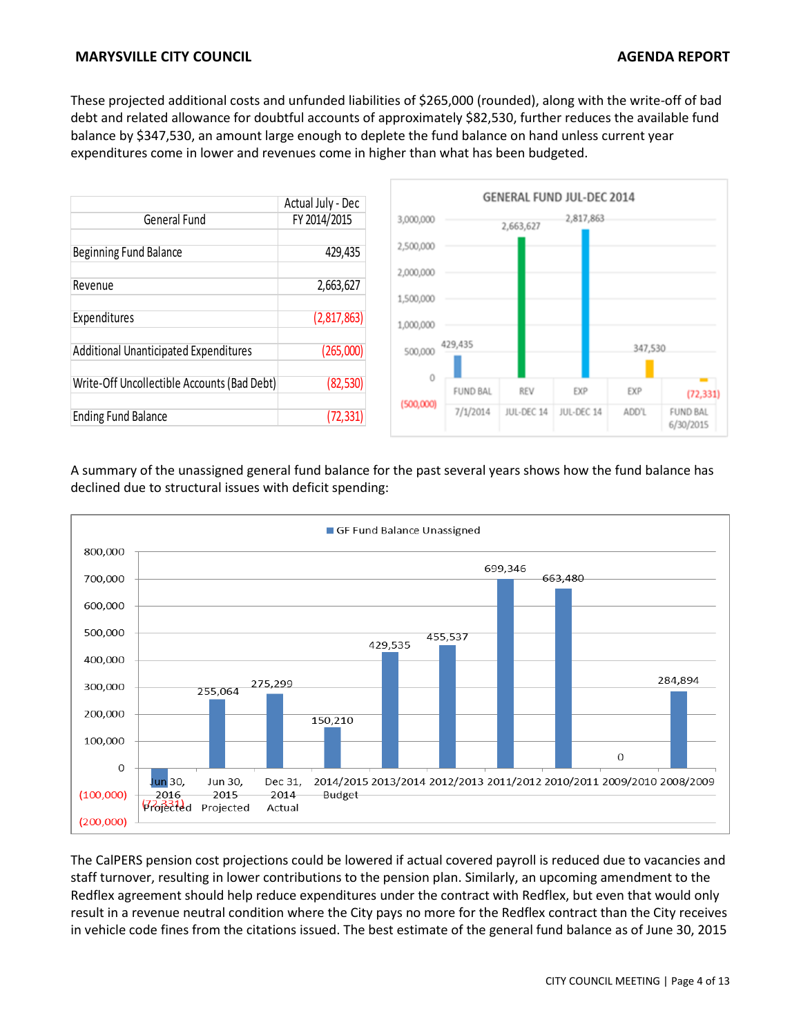These projected additional costs and unfunded liabilities of $265,000 (rounded), along with the write-off of bad debt and related allowance for doubtful accounts of approximately $82,530, further reduces the available fund balance by $347,530, an amount large enough to deplete the fund balance on hand unless current year expenditures come in lower and revenues come in higher than what has been budgeted.

| General Fund | Actual July - Dec FY 2014/2015 |
|---|---|
| Beginning Fund Balance | 429,435 |
| Revenue | 2,663,627 |
| Expenditures | (2,817,863) |
| Additional Unanticipated Expenditures | (265,000) |
| Write-Off Uncollectible Accounts (Bad Debt) | (82,530) |
| Ending Fund Balance | (72,331) |

**GENERAL FUND JUL-DEC 2014**

| | FUND BAL 7/1/2014 | REV JUL-DEC 14 | EXP JUL-DEC 14 | EXP ADD'L | FUND BAL 6/30/2015 |
|---|---|---|---|---|---|
| Amount | 429,435 | 2,663,627 | 2,817,863 | 347,530 | (72,331) |

A summary of the unassigned general fund balance for the past several years shows how the fund balance has declined due to structural issues with deficit spending:

**GF Fund Balance Unassigned**

| Period | GF Fund Balance Unassigned |
|---|---|
| Jun 30, 2016 Projected | (72,331) |
| Jun 30, 2015 Projected | 255,064 |
| Dec 31, 2014 Actual | 275,299 |
| 2014/2015 Budget | 150,210 |
| 2013/2014 | 429,535 |
| 2012/2013 | 455,537 |
| 2011/2012 | 699,346 |
| 2010/2011 | 663,480 |
| 2009/2010 | 0 |
| 2008/2009 | 284,894 |

The CalPERS pension cost projections could be lowered if actual covered payroll is reduced due to vacancies and staff turnover, resulting in lower contributions to the pension plan. Similarly, an upcoming amendment to the Redflex agreement should help reduce expenditures under the contract with Redflex, but even that would only result in a revenue neutral condition where the City pays no more for the Redflex contract than the City receives in vehicle code fines from the citations issued. The best estimate of the general fund balance as of June 30, 2015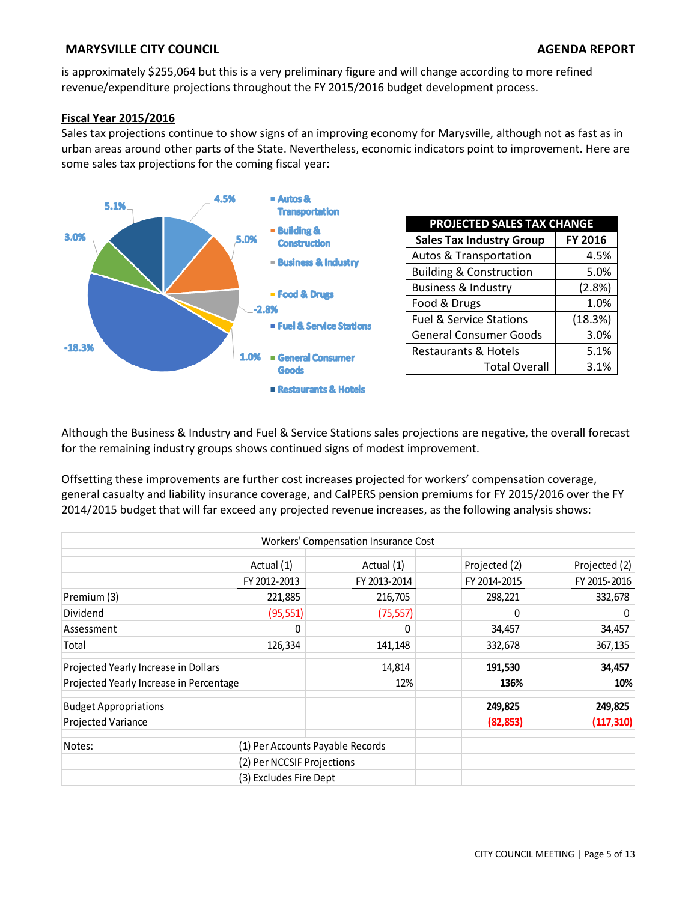is approximately $255,064 but this is a very preliminary figure and will change according to more refined revenue/expenditure projections throughout the FY 2015/2016 budget development process.

**Fiscal Year 2015/2016**

Sales tax projections continue to show signs of an improving economy for Marysville, although not as fast as in urban areas around other parts of the State. Nevertheless, economic indicators point to improvement. Here are some sales tax projections for the coming fiscal year:

| PROJECTED SALES TAX CHANGE | |
|---|---|
| **Sales Tax Industry Group** | **FY 2016** |
| Autos & Transportation | 4.5% |
| Building & Construction | 5.0% |
| Business & Industry | (2.8%) |
| Food & Drugs | 1.0% |
| Fuel & Service Stations | (18.3%) |
| General Consumer Goods | 3.0% |
| Restaurants & Hotels | 5.1% |
| Total Overall | 3.1% |

Although the Business & Industry and Fuel & Service Stations sales projections are negative, the overall forecast for the remaining industry groups shows continued signs of modest improvement.

Offsetting these improvements are further cost increases projected for workers' compensation coverage, general casualty and liability insurance coverage, and CalPERS pension premiums for FY 2015/2016 over the FY 2014/2015 budget that will far exceed any projected revenue increases, as the following analysis shows:

| Workers' Compensation Insurance Cost | | | | |
|---|---|---|---|---|
| | Actual (1) | Actual (1) | Projected (2) | Projected (2) |
| | FY 2012-2013 | FY 2013-2014 | FY 2014-2015 | FY 2015-2016 |
| Premium (3) | 221,885 | 216,705 | 298,221 | 332,678 |
| Dividend | (95,551) | (75,557) | 0 | 0 |
| Assessment | 0 | 0 | 34,457 | 34,457 |
| Total | 126,334 | 141,148 | 332,678 | 367,135 |
| Projected Yearly Increase in Dollars | | 14,814 | **191,530** | **34,457** |
| Projected Yearly Increase in Percentage | | 12% | **136%** | **10%** |
| Budget Appropriations | | | **249,825** | **249,825** |
| Projected Variance | | | **(82,853)** | **(117,310)** |
| Notes: | (1) Per Accounts Payable Records | | | |
| | (2) Per NCCSIF Projections | | | |
| | (3) Excludes Fire Dept | | | |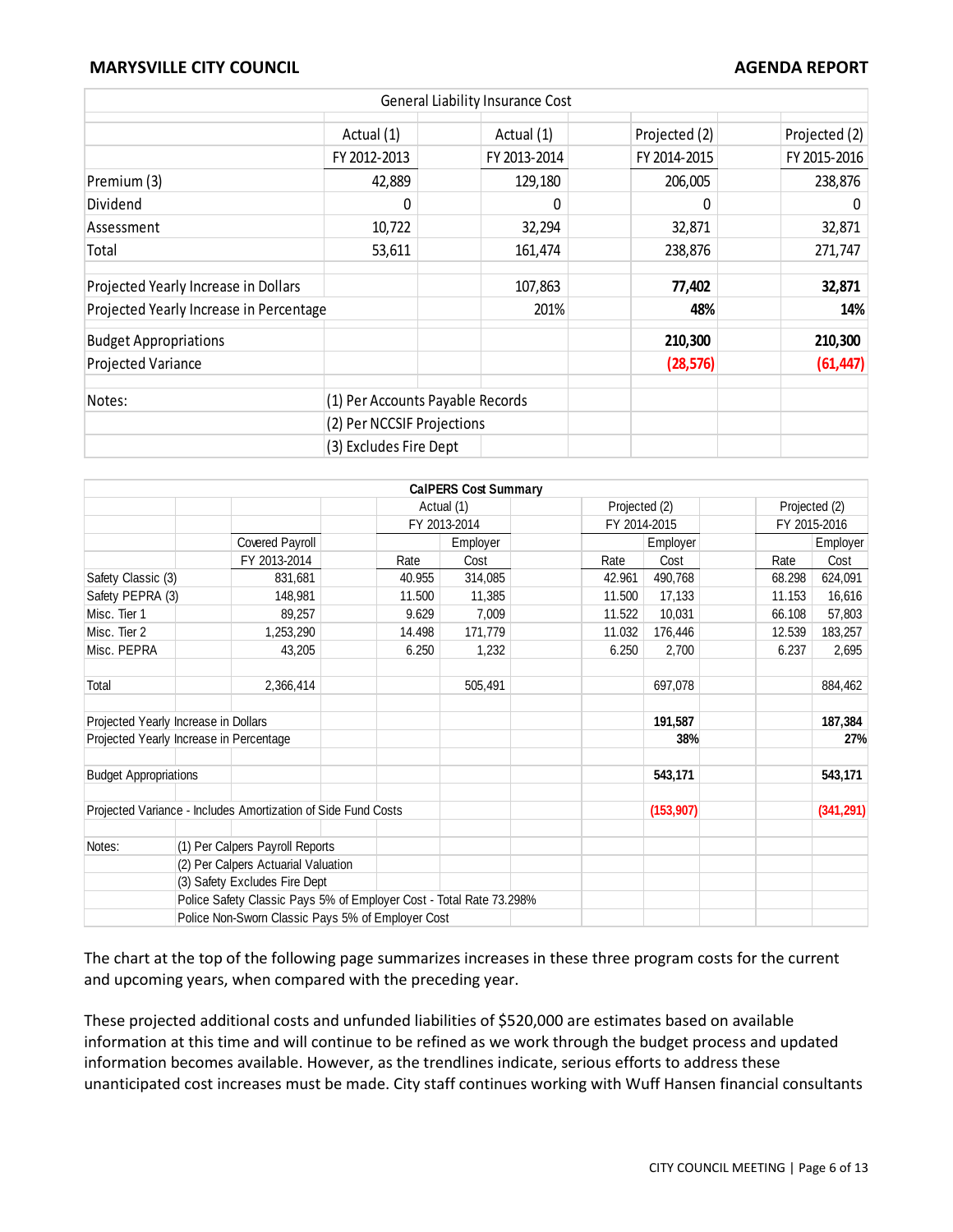| General Liability Insurance Cost | | | | |
|---|---|---|---|---|
| | Actual (1) | Actual (1) | Projected (2) | Projected (2) |
| | FY 2012-2013 | FY 2013-2014 | FY 2014-2015 | FY 2015-2016 |
| Premium (3) | 42,889 | 129,180 | 206,005 | 238,876 |
| Dividend | 0 | 0 | 0 | 0 |
| Assessment | 10,722 | 32,294 | 32,871 | 32,871 |
| Total | 53,611 | 161,474 | 238,876 | 271,747 |
| Projected Yearly Increase in Dollars | | 107,863 | **77,402** | **32,871** |
| Projected Yearly Increase in Percentage | | 201% | **48%** | **14%** |
| Budget Appropriations | | | **210,300** | **210,300** |
| Projected Variance | | | **(28,576)** | **(61,447)** |
| Notes: | (1) Per Accounts Payable Records | | | |
| | (2) Per NCCSIF Projections | | | |
| | (3) Excludes Fire Dept | | | |

| CalPERS Cost Summary | | | | | | | |
|---|---|---|---|---|---|---|---|
| | | Actual (1) | | Projected (2) | | Projected (2) | |
| | | FY 2013-2014 | | FY 2014-2015 | | FY 2015-2016 | |
| | Covered Payroll | | Employer | | Employer | | Employer |
| | FY 2013-2014 | Rate | Cost | Rate | Cost | Rate | Cost |
| Safety Classic (3) | 831,681 | 40.955 | 314,085 | 42.961 | 490,768 | 68.298 | 624,091 |
| Safety PEPRA (3) | 148,981 | 11.500 | 11,385 | 11.500 | 17,133 | 11.153 | 16,616 |
| Misc. Tier 1 | 89,257 | 9.629 | 7,009 | 11.522 | 10,031 | 66.108 | 57,803 |
| Misc. Tier 2 | 1,253,290 | 14.498 | 171,779 | 11.032 | 176,446 | 12.539 | 183,257 |
| Misc. PEPRA | 43,205 | 6.250 | 1,232 | 6.250 | 2,700 | 6.237 | 2,695 |
| Total | 2,366,414 | | 505,491 | | 697,078 | | 884,462 |
| Projected Yearly Increase in Dollars | | | | | **191,587** | | **187,384** |
| Projected Yearly Increase in Percentage | | | | | **38%** | | **27%** |
| Budget Appropriations | | | | | **543,171** | | **543,171** |
| Projected Variance - Includes Amortization of Side Fund Costs | | | | | **(153,907)** | | **(341,291)** |
| Notes: | (1) Per Calpers Payroll Reports | | | | | | |
| | (2) Per Calpers Actuarial Valuation | | | | | | |
| | (3) Safety Excludes Fire Dept | | | | | | |
| | Police Safety Classic Pays 5% of Employer Cost - Total Rate 73.298% | | | | | | |
| | Police Non-Sworn Classic Pays 5% of Employer Cost | | | | | | |

The chart at the top of the following page summarizes increases in these three program costs for the current and upcoming years, when compared with the preceding year.

These projected additional costs and unfunded liabilities of $520,000 are estimates based on available information at this time and will continue to be refined as we work through the budget process and updated information becomes available. However, as the trendlines indicate, serious efforts to address these unanticipated cost increases must be made. City staff continues working with Wuff Hansen financial consultants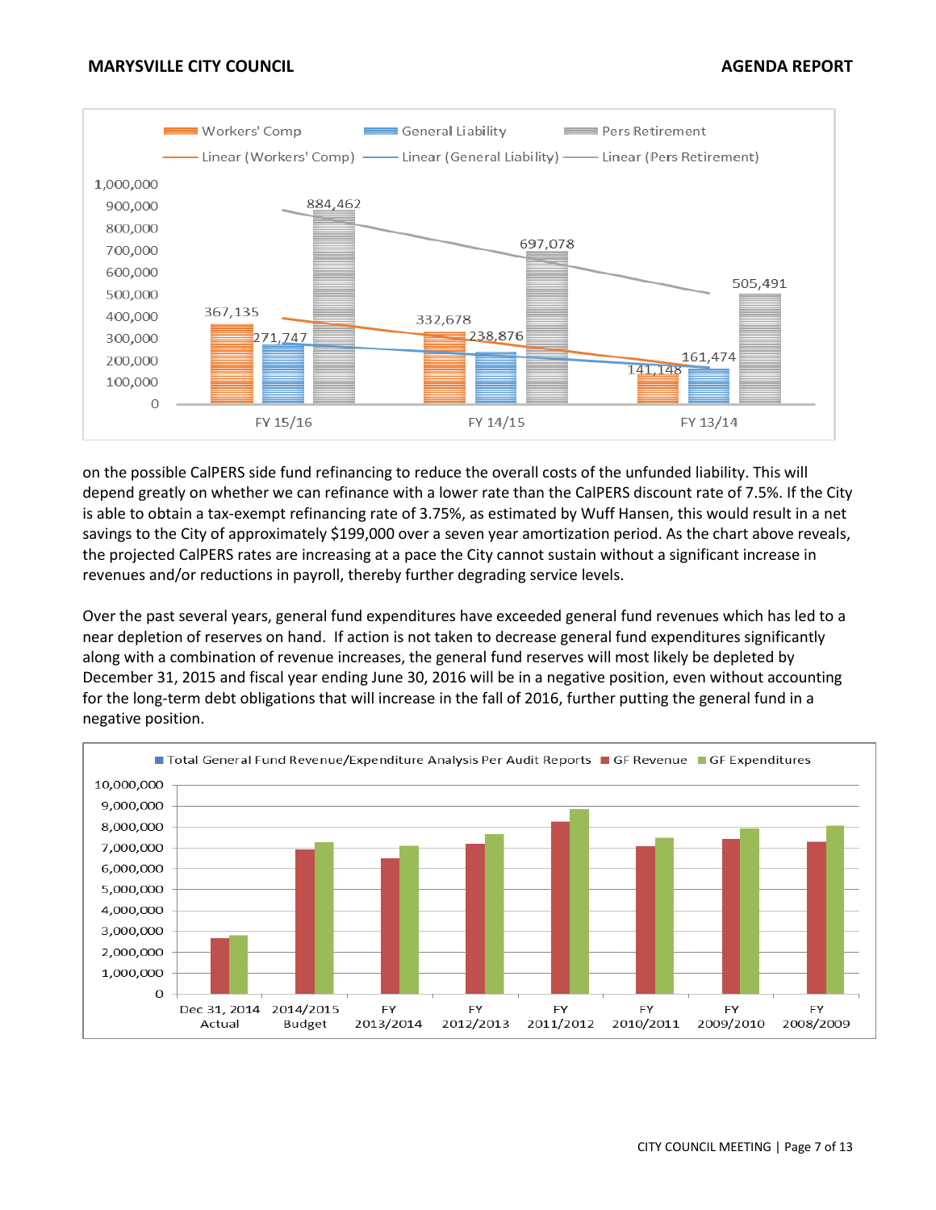on the possible CalPERS side fund refinancing to reduce the overall costs of the unfunded liability. This will depend greatly on whether we can refinance with a lower rate than the CalPERS discount rate of 7.5%. If the City is able to obtain a tax-exempt refinancing rate of 3.75%, as estimated by Wuff Hansen, this would result in a net savings to the City of approximately $199,000 over a seven year amortization period. As the chart above reveals, the projected CalPERS rates are increasing at a pace the City cannot sustain without a significant increase in revenues and/or reductions in payroll, thereby further degrading service levels.

Over the past several years, general fund expenditures have exceeded general fund revenues which has led to a near depletion of reserves on hand. If action is not taken to decrease general fund expenditures significantly along with a combination of revenue increases, the general fund reserves will most likely be depleted by December 31, 2015 and fiscal year ending June 30, 2016 will be in a negative position, even without accounting for the long-term debt obligations that will increase in the fall of 2016, further putting the general fund in a negative position.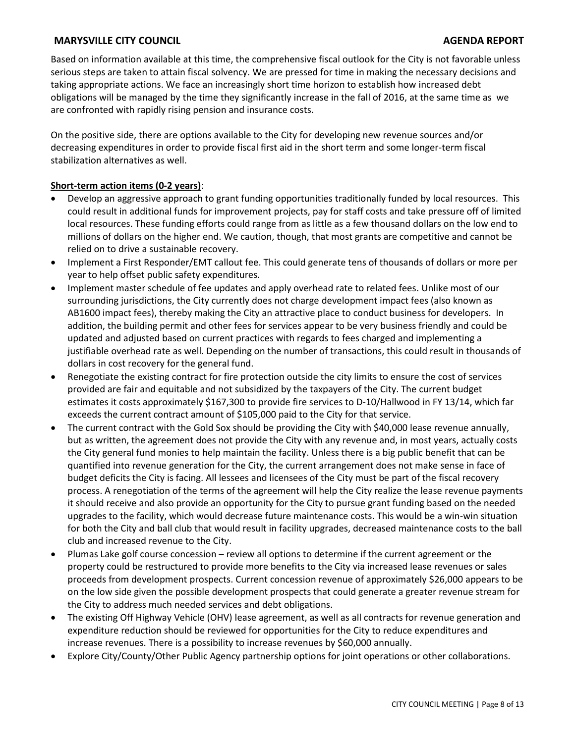Based on information available at this time, the comprehensive fiscal outlook for the City is not favorable unless serious steps are taken to attain fiscal solvency. We are pressed for time in making the necessary decisions and taking appropriate actions. We face an increasingly short time horizon to establish how increased debt obligations will be managed by the time they significantly increase in the fall of 2016, at the same time as we are confronted with rapidly rising pension and insurance costs.

On the positive side, there are options available to the City for developing new revenue sources and/or decreasing expenditures in order to provide fiscal first aid in the short term and some longer-term fiscal stabilization alternatives as well.

**Short-term action items (0-2 years)**:

- Develop an aggressive approach to grant funding opportunities traditionally funded by local resources. This could result in additional funds for improvement projects, pay for staff costs and take pressure off of limited local resources. These funding efforts could range from as little as a few thousand dollars on the low end to millions of dollars on the higher end. We caution, though, that most grants are competitive and cannot be relied on to drive a sustainable recovery.
- Implement a First Responder/EMT callout fee. This could generate tens of thousands of dollars or more per year to help offset public safety expenditures.
- Implement master schedule of fee updates and apply overhead rate to related fees. Unlike most of our surrounding jurisdictions, the City currently does not charge development impact fees (also known as AB1600 impact fees), thereby making the City an attractive place to conduct business for developers. In addition, the building permit and other fees for services appear to be very business friendly and could be updated and adjusted based on current practices with regards to fees charged and implementing a justifiable overhead rate as well. Depending on the number of transactions, this could result in thousands of dollars in cost recovery for the general fund.
- Renegotiate the existing contract for fire protection outside the city limits to ensure the cost of services provided are fair and equitable and not subsidized by the taxpayers of the City. The current budget estimates it costs approximately $167,300 to provide fire services to D-10/Hallwood in FY 13/14, which far exceeds the current contract amount of $105,000 paid to the City for that service.
- The current contract with the Gold Sox should be providing the City with $40,000 lease revenue annually, but as written, the agreement does not provide the City with any revenue and, in most years, actually costs the City general fund monies to help maintain the facility. Unless there is a big public benefit that can be quantified into revenue generation for the City, the current arrangement does not make sense in face of budget deficits the City is facing. All lessees and licensees of the City must be part of the fiscal recovery process. A renegotiation of the terms of the agreement will help the City realize the lease revenue payments it should receive and also provide an opportunity for the City to pursue grant funding based on the needed upgrades to the facility, which would decrease future maintenance costs. This would be a win-win situation for both the City and ball club that would result in facility upgrades, decreased maintenance costs to the ball club and increased revenue to the City.
- Plumas Lake golf course concession – review all options to determine if the current agreement or the property could be restructured to provide more benefits to the City via increased lease revenues or sales proceeds from development prospects. Current concession revenue of approximately $26,000 appears to be on the low side given the possible development prospects that could generate a greater revenue stream for the City to address much needed services and debt obligations.
- The existing Off Highway Vehicle (OHV) lease agreement, as well as all contracts for revenue generation and expenditure reduction should be reviewed for opportunities for the City to reduce expenditures and increase revenues. There is a possibility to increase revenues by $60,000 annually.
- Explore City/County/Other Public Agency partnership options for joint operations or other collaborations.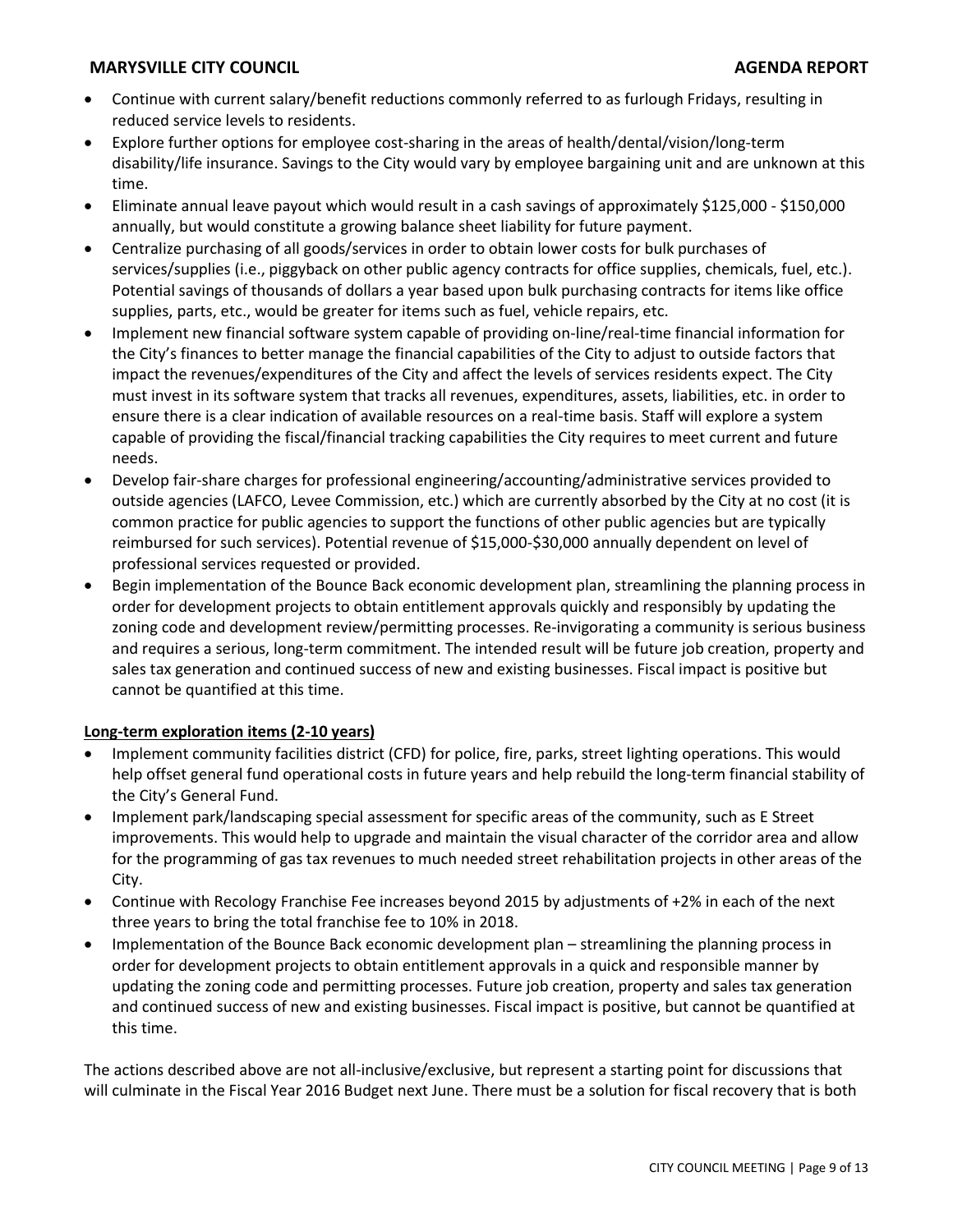- Continue with current salary/benefit reductions commonly referred to as furlough Fridays, resulting in reduced service levels to residents.
- Explore further options for employee cost-sharing in the areas of health/dental/vision/long-term disability/life insurance. Savings to the City would vary by employee bargaining unit and are unknown at this time.
- Eliminate annual leave payout which would result in a cash savings of approximately $125,000 - $150,000 annually, but would constitute a growing balance sheet liability for future payment.
- Centralize purchasing of all goods/services in order to obtain lower costs for bulk purchases of services/supplies (i.e., piggyback on other public agency contracts for office supplies, chemicals, fuel, etc.). Potential savings of thousands of dollars a year based upon bulk purchasing contracts for items like office supplies, parts, etc., would be greater for items such as fuel, vehicle repairs, etc.
- Implement new financial software system capable of providing on-line/real-time financial information for the City's finances to better manage the financial capabilities of the City to adjust to outside factors that impact the revenues/expenditures of the City and affect the levels of services residents expect. The City must invest in its software system that tracks all revenues, expenditures, assets, liabilities, etc. in order to ensure there is a clear indication of available resources on a real-time basis. Staff will explore a system capable of providing the fiscal/financial tracking capabilities the City requires to meet current and future needs.
- Develop fair-share charges for professional engineering/accounting/administrative services provided to outside agencies (LAFCO, Levee Commission, etc.) which are currently absorbed by the City at no cost (it is common practice for public agencies to support the functions of other public agencies but are typically reimbursed for such services). Potential revenue of $15,000-$30,000 annually dependent on level of professional services requested or provided.
- Begin implementation of the Bounce Back economic development plan, streamlining the planning process in order for development projects to obtain entitlement approvals quickly and responsibly by updating the zoning code and development review/permitting processes. Re-invigorating a community is serious business and requires a serious, long-term commitment. The intended result will be future job creation, property and sales tax generation and continued success of new and existing businesses. Fiscal impact is positive but cannot be quantified at this time.

**Long-term exploration items (2-10 years)**

- Implement community facilities district (CFD) for police, fire, parks, street lighting operations. This would help offset general fund operational costs in future years and help rebuild the long-term financial stability of the City's General Fund.
- Implement park/landscaping special assessment for specific areas of the community, such as E Street improvements. This would help to upgrade and maintain the visual character of the corridor area and allow for the programming of gas tax revenues to much needed street rehabilitation projects in other areas of the City.
- Continue with Recology Franchise Fee increases beyond 2015 by adjustments of +2% in each of the next three years to bring the total franchise fee to 10% in 2018.
- Implementation of the Bounce Back economic development plan – streamlining the planning process in order for development projects to obtain entitlement approvals in a quick and responsible manner by updating the zoning code and permitting processes. Future job creation, property and sales tax generation and continued success of new and existing businesses. Fiscal impact is positive, but cannot be quantified at this time.

The actions described above are not all-inclusive/exclusive, but represent a starting point for discussions that will culminate in the Fiscal Year 2016 Budget next June. There must be a solution for fiscal recovery that is both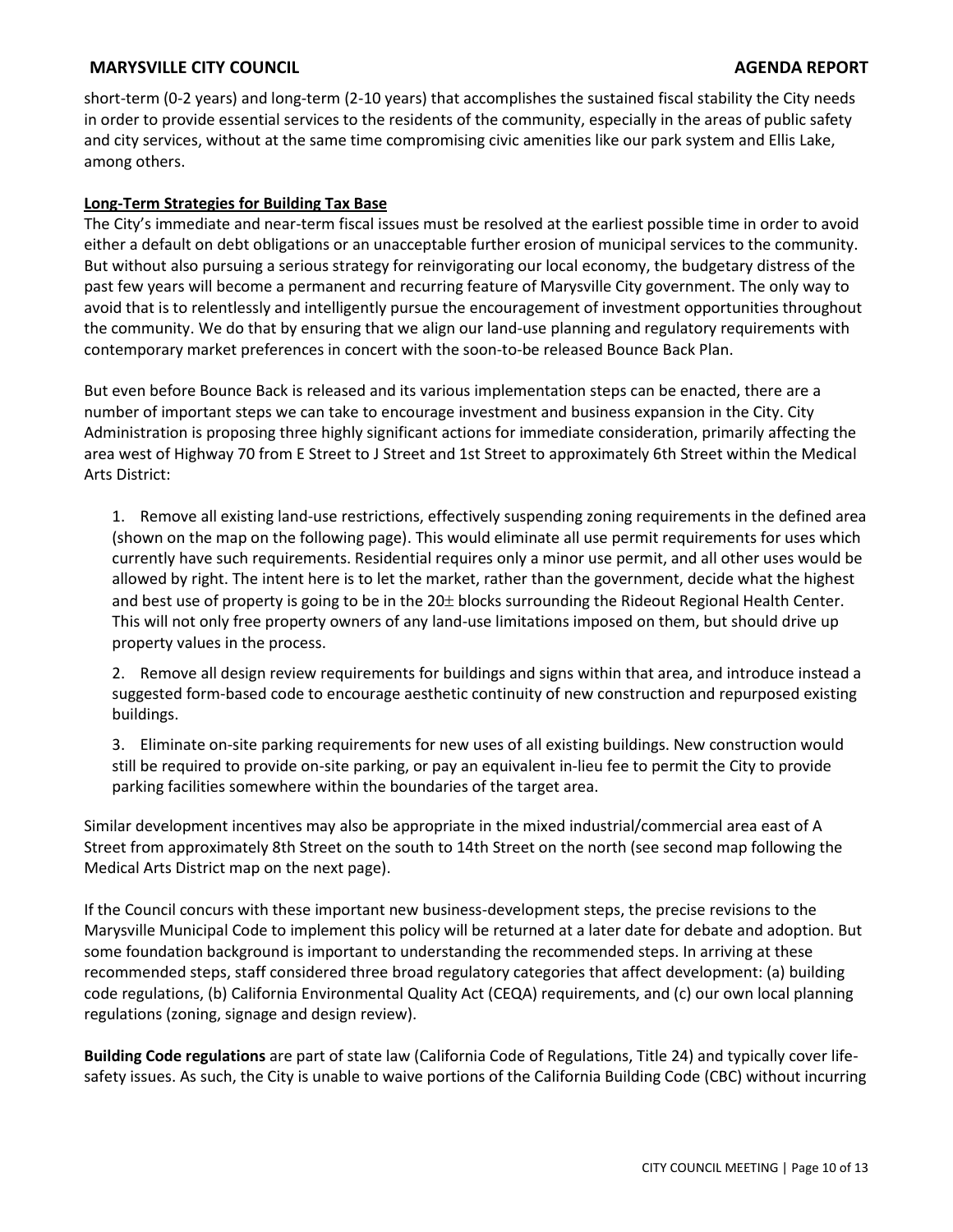short-term (0-2 years) and long-term (2-10 years) that accomplishes the sustained fiscal stability the City needs in order to provide essential services to the residents of the community, especially in the areas of public safety and city services, without at the same time compromising civic amenities like our park system and Ellis Lake, among others.

**Long-Term Strategies for Building Tax Base**

The City's immediate and near-term fiscal issues must be resolved at the earliest possible time in order to avoid either a default on debt obligations or an unacceptable further erosion of municipal services to the community. But without also pursuing a serious strategy for reinvigorating our local economy, the budgetary distress of the past few years will become a permanent and recurring feature of Marysville City government. The only way to avoid that is to relentlessly and intelligently pursue the encouragement of investment opportunities throughout the community. We do that by ensuring that we align our land-use planning and regulatory requirements with contemporary market preferences in concert with the soon-to-be released Bounce Back Plan.

But even before Bounce Back is released and its various implementation steps can be enacted, there are a number of important steps we can take to encourage investment and business expansion in the City. City Administration is proposing three highly significant actions for immediate consideration, primarily affecting the area west of Highway 70 from E Street to J Street and 1st Street to approximately 6th Street within the Medical Arts District:

1. Remove all existing land-use restrictions, effectively suspending zoning requirements in the defined area (shown on the map on the following page). This would eliminate all use permit requirements for uses which currently have such requirements. Residential requires only a minor use permit, and all other uses would be allowed by right. The intent here is to let the market, rather than the government, decide what the highest and best use of property is going to be in the 20± blocks surrounding the Rideout Regional Health Center. This will not only free property owners of any land-use limitations imposed on them, but should drive up property values in the process.
2. Remove all design review requirements for buildings and signs within that area, and introduce instead a suggested form-based code to encourage aesthetic continuity of new construction and repurposed existing buildings.
3. Eliminate on-site parking requirements for new uses of all existing buildings. New construction would still be required to provide on-site parking, or pay an equivalent in-lieu fee to permit the City to provide parking facilities somewhere within the boundaries of the target area.

Similar development incentives may also be appropriate in the mixed industrial/commercial area east of A Street from approximately 8th Street on the south to 14th Street on the north (see second map following the Medical Arts District map on the next page).

If the Council concurs with these important new business-development steps, the precise revisions to the Marysville Municipal Code to implement this policy will be returned at a later date for debate and adoption. But some foundation background is important to understanding the recommended steps. In arriving at these recommended steps, staff considered three broad regulatory categories that affect development: (a) building code regulations, (b) California Environmental Quality Act (CEQA) requirements, and (c) our own local planning regulations (zoning, signage and design review).

**Building Code regulations** are part of state law (California Code of Regulations, Title 24) and typically cover life-safety issues. As such, the City is unable to waive portions of the California Building Code (CBC) without incurring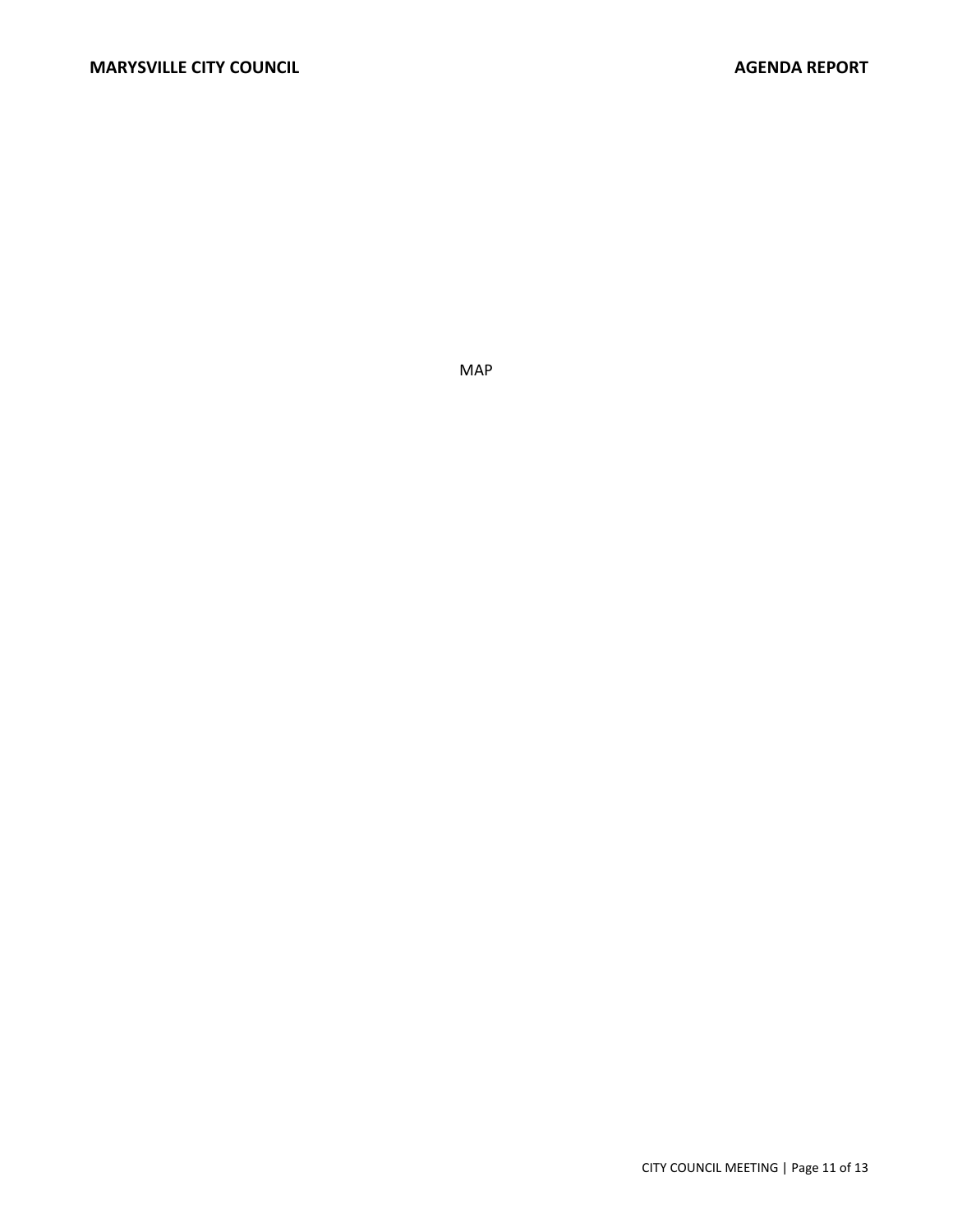MAP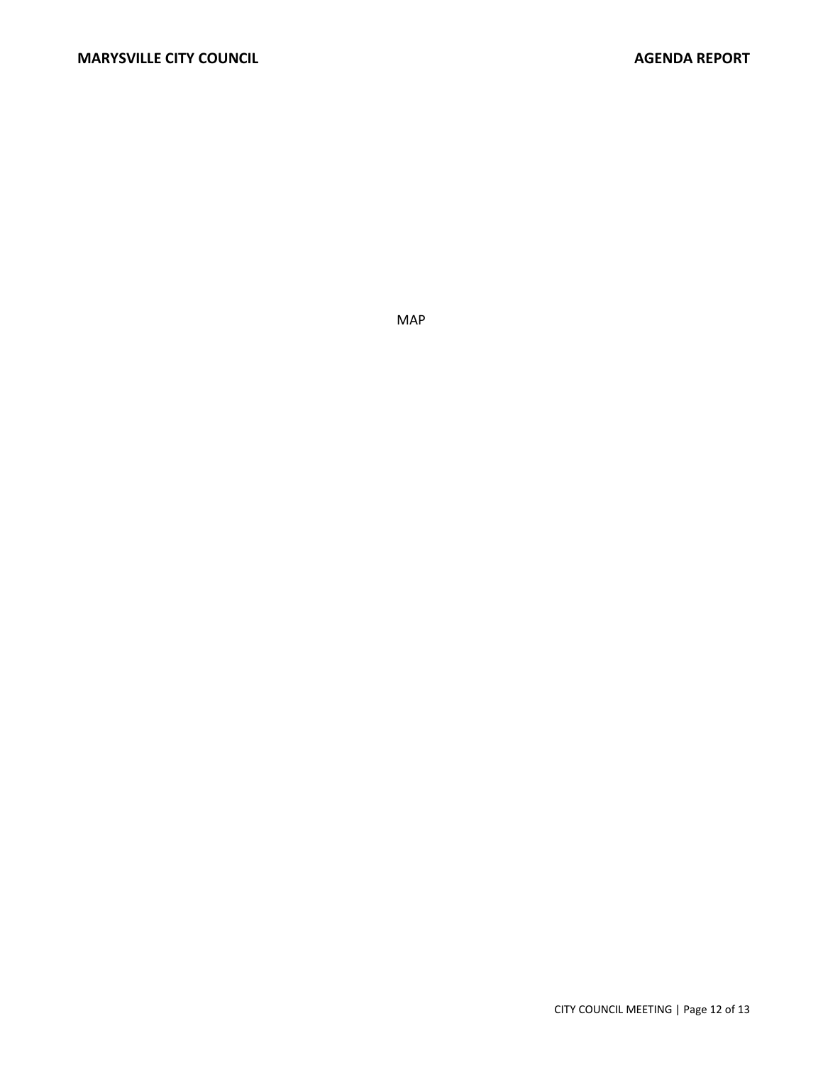MAP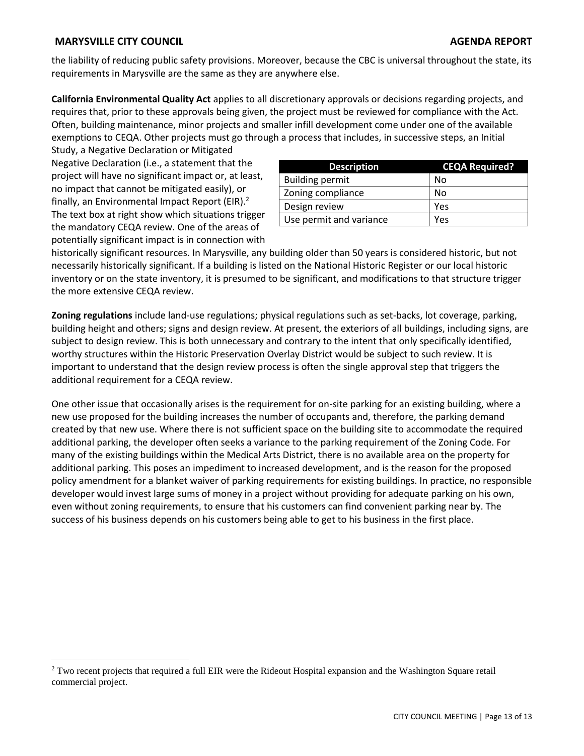the liability of reducing public safety provisions. Moreover, because the CBC is universal throughout the state, its requirements in Marysville are the same as they are anywhere else.

**California Environmental Quality Act** applies to all discretionary approvals or decisions regarding projects, and requires that, prior to these approvals being given, the project must be reviewed for compliance with the Act. Often, building maintenance, minor projects and smaller infill development come under one of the available exemptions to CEQA. Other projects must go through a process that includes, in successive steps, an Initial Study, a Negative Declaration or Mitigated Negative Declaration (i.e., a statement that the project will have no significant impact or, at least, no impact that cannot be mitigated easily), or finally, an Environmental Impact Report (EIR).[2] The text box at right show which situations trigger the mandatory CEQA review. One of the areas of potentially significant impact is in connection with historically significant resources. In Marysville, any building older than 50 years is considered historic, but not necessarily historically significant. If a building is listed on the National Historic Register or our local historic inventory or on the state inventory, it is presumed to be significant, and modifications to that structure trigger the more extensive CEQA review.

| Description | CEQA Required? |
|---|---|
| Building permit | No |
| Zoning compliance | No |
| Design review | Yes |
| Use permit and variance | Yes |

**Zoning regulations** include land-use regulations; physical regulations such as set-backs, lot coverage, parking, building height and others; signs and design review. At present, the exteriors of all buildings, including signs, are subject to design review. This is both unnecessary and contrary to the intent that only specifically identified, worthy structures within the Historic Preservation Overlay District would be subject to such review. It is important to understand that the design review process is often the single approval step that triggers the additional requirement for a CEQA review.

One other issue that occasionally arises is the requirement for on-site parking for an existing building, where a new use proposed for the building increases the number of occupants and, therefore, the parking demand created by that new use. Where there is not sufficient space on the building site to accommodate the required additional parking, the developer often seeks a variance to the parking requirement of the Zoning Code. For many of the existing buildings within the Medical Arts District, there is no available area on the property for additional parking. This poses an impediment to increased development, and is the reason for the proposed policy amendment for a blanket waiver of parking requirements for existing buildings. In practice, no responsible developer would invest large sums of money in a project without providing for adequate parking on his own, even without zoning requirements, to ensure that his customers can find convenient parking near by. The success of his business depends on his customers being able to get to his business in the first place.

[2] Two recent projects that required a full EIR were the Rideout Hospital expansion and the Washington Square retail commercial project.